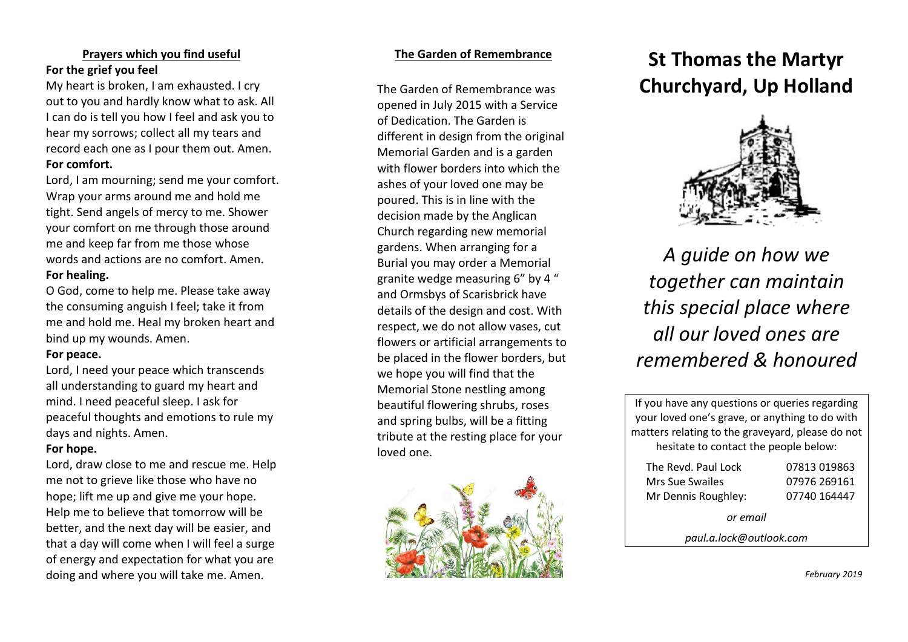## Prayers which you find useful

**For the grief you feel**

My heart is broken, I am exhausted. I cry out to you and hardly know what to ask. All I can do is tell you how I feel and ask you to hear my sorrows; collect all my tears and record each one as I pour them out. Amen.

**For comfort.**

Lord, I am mourning; send me your comfort. Wrap your arms around me and hold me tight. Send angels of mercy to me. Shower your comfort on me through those around me and keep far from me those whose words and actions are no comfort. Amen.

**For healing.**

O God, come to help me. Please take away the consuming anguish I feel; take it from me and hold me. Heal my broken heart and bind up my wounds. Amen.

**For peace.**

Lord, I need your peace which transcends all understanding to guard my heart and mind. I need peaceful sleep. I ask for peaceful thoughts and emotions to rule my days and nights. Amen.

**For hope.**

Lord, draw close to me and rescue me. Help me not to grieve like those who have no hope; lift me up and give me your hope. Help me to believe that tomorrow will be better, and the next day will be easier, and that a day will come when I will feel a surge of energy and expectation for what you are doing and where you will take me. Amen.

## The Garden of Remembrance

The Garden of Remembrance was opened in July 2015 with a Service of Dedication. The Garden is different in design from the original Memorial Garden and is a garden with flower borders into which the ashes of your loved one may be poured. This is in line with the decision made by the Anglican Church regarding new memorial gardens. When arranging for a Burial you may order a Memorial granite wedge measuring 6" by 4 " and Ormsbys of Scarisbrick have details of the design and cost. With respect, we do not allow vases, cut flowers or artificial arrangements to be placed in the flower borders, but we hope you will find that the Memorial Stone nestling among beautiful flowering shrubs, roses and spring bulbs, will be a fitting tribute at the resting place for your loved one.

# St Thomas the Martyr Churchyard, Up Holland

*A guide on how we together can maintain this special place where all our loved ones are remembered & honoured*

If you have any questions or queries regarding your loved one's grave, or anything to do with matters relating to the graveyard, please do not hesitate to contact the people below:

| | |
|---|---|
| The Revd. Paul Lock | 07813 019863 |
| Mrs Sue Swailes | 07976 269161 |
| Mr Dennis Roughley: | 07740 164447 |

*or email*

*paul.a.lock@outlook.com*

*February 2019*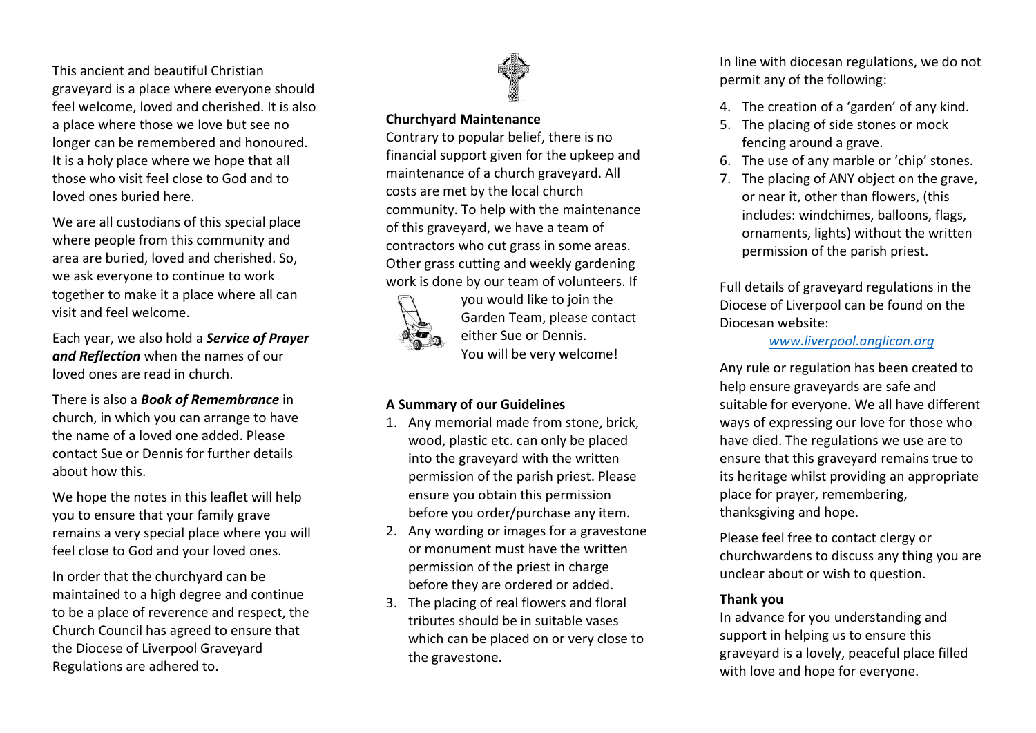This ancient and beautiful Christian graveyard is a place where everyone should feel welcome, loved and cherished. It is also a place where those we love but see no longer can be remembered and honoured. It is a holy place where we hope that all those who visit feel close to God and to loved ones buried here.

We are all custodians of this special place where people from this community and area are buried, loved and cherished. So, we ask everyone to continue to work together to make it a place where all can visit and feel welcome.

Each year, we also hold a ***Service of Prayer and Reflection*** when the names of our loved ones are read in church.

There is also a ***Book of Remembrance*** in church, in which you can arrange to have the name of a loved one added. Please contact Sue or Dennis for further details about how this.

We hope the notes in this leaflet will help you to ensure that your family grave remains a very special place where you will feel close to God and your loved ones.

In order that the churchyard can be maintained to a high degree and continue to be a place of reverence and respect, the Church Council has agreed to ensure that the Diocese of Liverpool Graveyard Regulations are adhered to.

**Churchyard Maintenance**

Contrary to popular belief, there is no financial support given for the upkeep and maintenance of a church graveyard. All costs are met by the local church community. To help with the maintenance of this graveyard, we have a team of contractors who cut grass in some areas. Other grass cutting and weekly gardening work is done by our team of volunteers. If you would like to join the Garden Team, please contact either Sue or Dennis. You will be very welcome!

**A Summary of our Guidelines**

1. Any memorial made from stone, brick, wood, plastic etc. can only be placed into the graveyard with the written permission of the parish priest. Please ensure you obtain this permission before you order/purchase any item.
2. Any wording or images for a gravestone or monument must have the written permission of the priest in charge before they are ordered or added.
3. The placing of real flowers and floral tributes should be in suitable vases which can be placed on or very close to the gravestone.

In line with diocesan regulations, we do not permit any of the following:

4. The creation of a 'garden' of any kind.
5. The placing of side stones or mock fencing around a grave.
6. The use of any marble or 'chip' stones.
7. The placing of ANY object on the grave, or near it, other than flowers, (this includes: windchimes, balloons, flags, ornaments, lights) without the written permission of the parish priest.

Full details of graveyard regulations in the Diocese of Liverpool can be found on the Diocesan website:

www.liverpool.anglican.org

Any rule or regulation has been created to help ensure graveyards are safe and suitable for everyone. We all have different ways of expressing our love for those who have died. The regulations we use are to ensure that this graveyard remains true to its heritage whilst providing an appropriate place for prayer, remembering, thanksgiving and hope.

Please feel free to contact clergy or churchwardens to discuss any thing you are unclear about or wish to question.

**Thank you**

In advance for you understanding and support in helping us to ensure this graveyard is a lovely, peaceful place filled with love and hope for everyone.